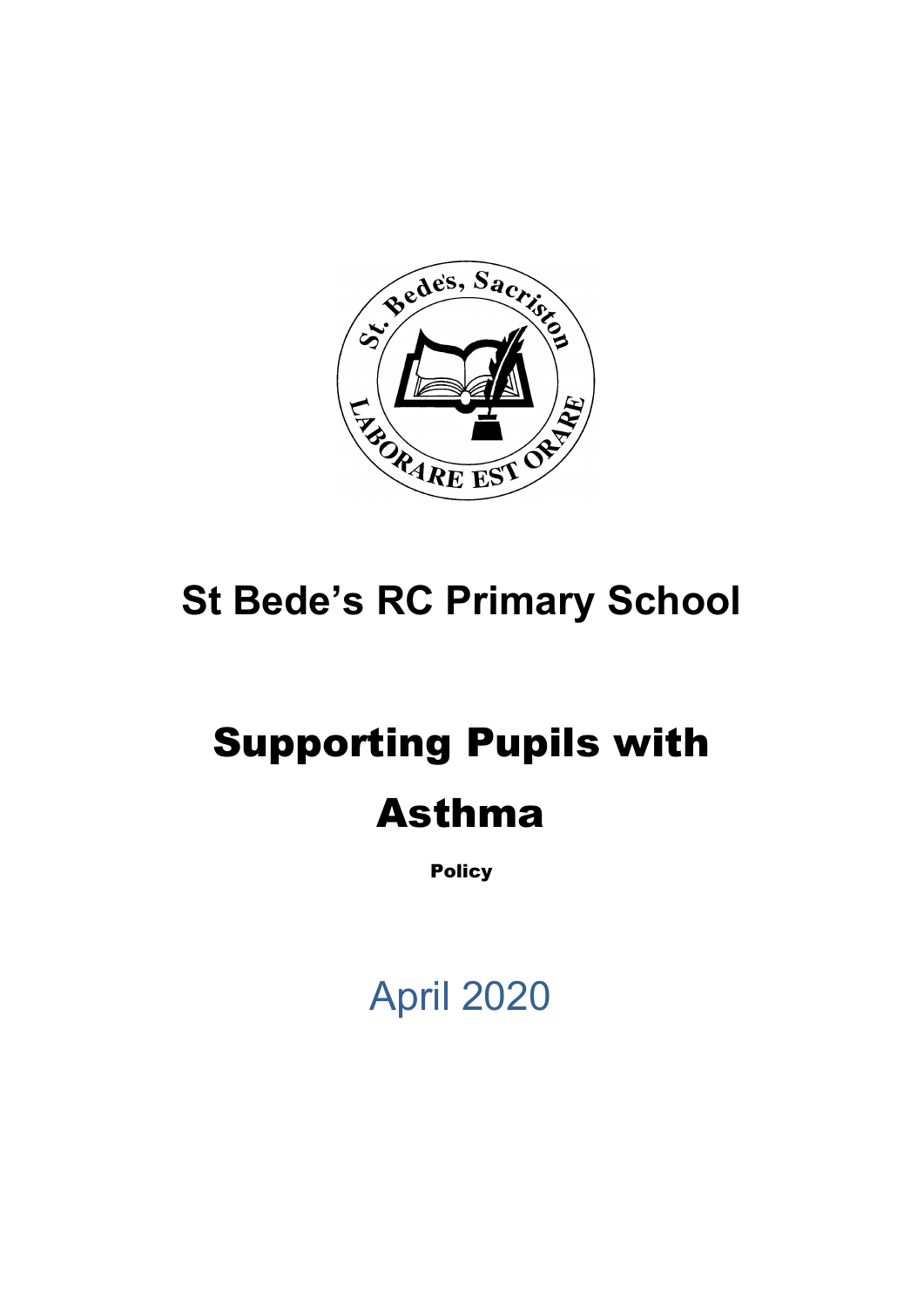# St Bede's RC Primary School

# Supporting Pupils with Asthma

**Policy**

April 2020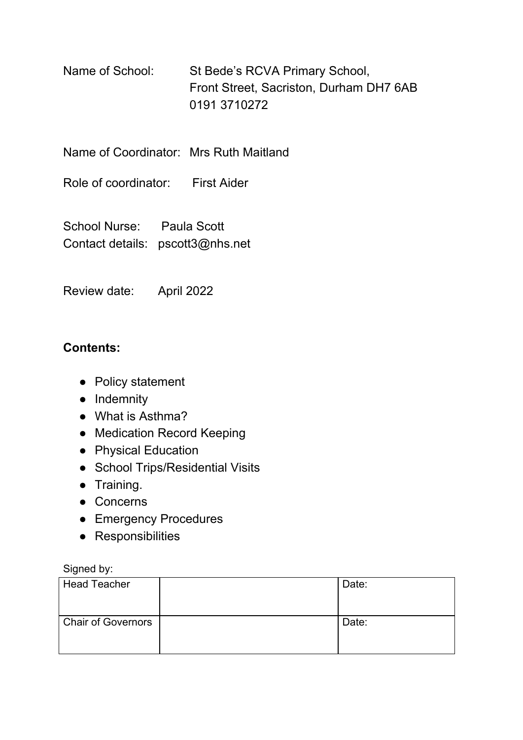Name of School: St Bede's RCVA Primary School,
Front Street, Sacriston, Durham DH7 6AB
0191 3710272

Name of Coordinator: Mrs Ruth Maitland

Role of coordinator: First Aider

School Nurse: Paula Scott
Contact details: pscott3@nhs.net

Review date: April 2022

**Contents:**

- Policy statement
- Indemnity
- What is Asthma?
- Medication Record Keeping
- Physical Education
- School Trips/Residential Visits
- Training.
- Concerns
- Emergency Procedures
- Responsibilities

Signed by:

| Head Teacher | | Date: |
|---|---|---|
| Chair of Governors | | Date: |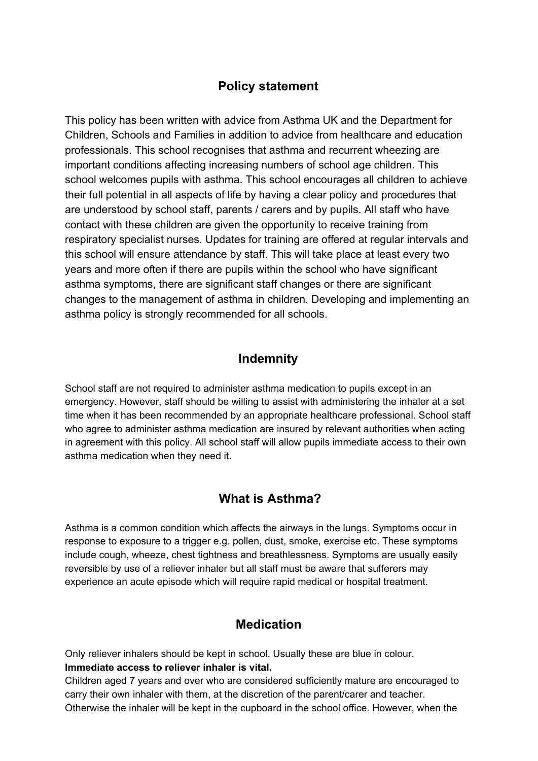## Policy statement

This policy has been written with advice from Asthma UK and the Department for Children, Schools and Families in addition to advice from healthcare and education professionals. This school recognises that asthma and recurrent wheezing are important conditions affecting increasing numbers of school age children. This school welcomes pupils with asthma. This school encourages all children to achieve their full potential in all aspects of life by having a clear policy and procedures that are understood by school staff, parents / carers and by pupils. All staff who have contact with these children are given the opportunity to receive training from respiratory specialist nurses. Updates for training are offered at regular intervals and this school will ensure attendance by staff. This will take place at least every two years and more often if there are pupils within the school who have significant asthma symptoms, there are significant staff changes or there are significant changes to the management of asthma in children. Developing and implementing an asthma policy is strongly recommended for all schools.

## Indemnity

School staff are not required to administer asthma medication to pupils except in an emergency. However, staff should be willing to assist with administering the inhaler at a set time when it has been recommended by an appropriate healthcare professional. School staff who agree to administer asthma medication are insured by relevant authorities when acting in agreement with this policy. All school staff will allow pupils immediate access to their own asthma medication when they need it.

## What is Asthma?

Asthma is a common condition which affects the airways in the lungs. Symptoms occur in response to exposure to a trigger e.g. pollen, dust, smoke, exercise etc. These symptoms include cough, wheeze, chest tightness and breathlessness. Symptoms are usually easily reversible by use of a reliever inhaler but all staff must be aware that sufferers may experience an acute episode which will require rapid medical or hospital treatment.

## Medication

Only reliever inhalers should be kept in school. Usually these are blue in colour.
**Immediate access to reliever inhaler is vital.**
Children aged 7 years and over who are considered sufficiently mature are encouraged to carry their own inhaler with them, at the discretion of the parent/carer and teacher. Otherwise the inhaler will be kept in the cupboard in the school office. However, when the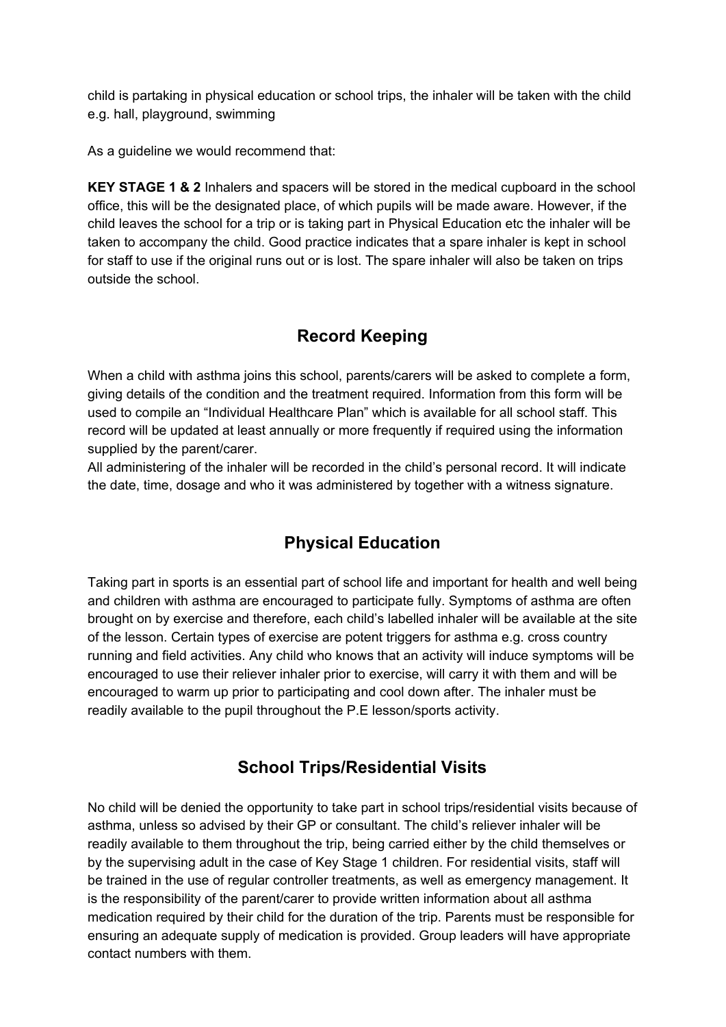child is partaking in physical education or school trips, the inhaler will be taken with the child e.g. hall, playground, swimming

As a guideline we would recommend that:

**KEY STAGE 1 & 2** Inhalers and spacers will be stored in the medical cupboard in the school office, this will be the designated place, of which pupils will be made aware. However, if the child leaves the school for a trip or is taking part in Physical Education etc the inhaler will be taken to accompany the child. Good practice indicates that a spare inhaler is kept in school for staff to use if the original runs out or is lost. The spare inhaler will also be taken on trips outside the school.

## Record Keeping

When a child with asthma joins this school, parents/carers will be asked to complete a form, giving details of the condition and the treatment required. Information from this form will be used to compile an "Individual Healthcare Plan" which is available for all school staff. This record will be updated at least annually or more frequently if required using the information supplied by the parent/carer.
All administering of the inhaler will be recorded in the child's personal record. It will indicate the date, time, dosage and who it was administered by together with a witness signature.

## Physical Education

Taking part in sports is an essential part of school life and important for health and well being and children with asthma are encouraged to participate fully. Symptoms of asthma are often brought on by exercise and therefore, each child's labelled inhaler will be available at the site of the lesson. Certain types of exercise are potent triggers for asthma e.g. cross country running and field activities. Any child who knows that an activity will induce symptoms will be encouraged to use their reliever inhaler prior to exercise, will carry it with them and will be encouraged to warm up prior to participating and cool down after. The inhaler must be readily available to the pupil throughout the P.E lesson/sports activity.

## School Trips/Residential Visits

No child will be denied the opportunity to take part in school trips/residential visits because of asthma, unless so advised by their GP or consultant. The child's reliever inhaler will be readily available to them throughout the trip, being carried either by the child themselves or by the supervising adult in the case of Key Stage 1 children. For residential visits, staff will be trained in the use of regular controller treatments, as well as emergency management. It is the responsibility of the parent/carer to provide written information about all asthma medication required by their child for the duration of the trip. Parents must be responsible for ensuring an adequate supply of medication is provided. Group leaders will have appropriate contact numbers with them.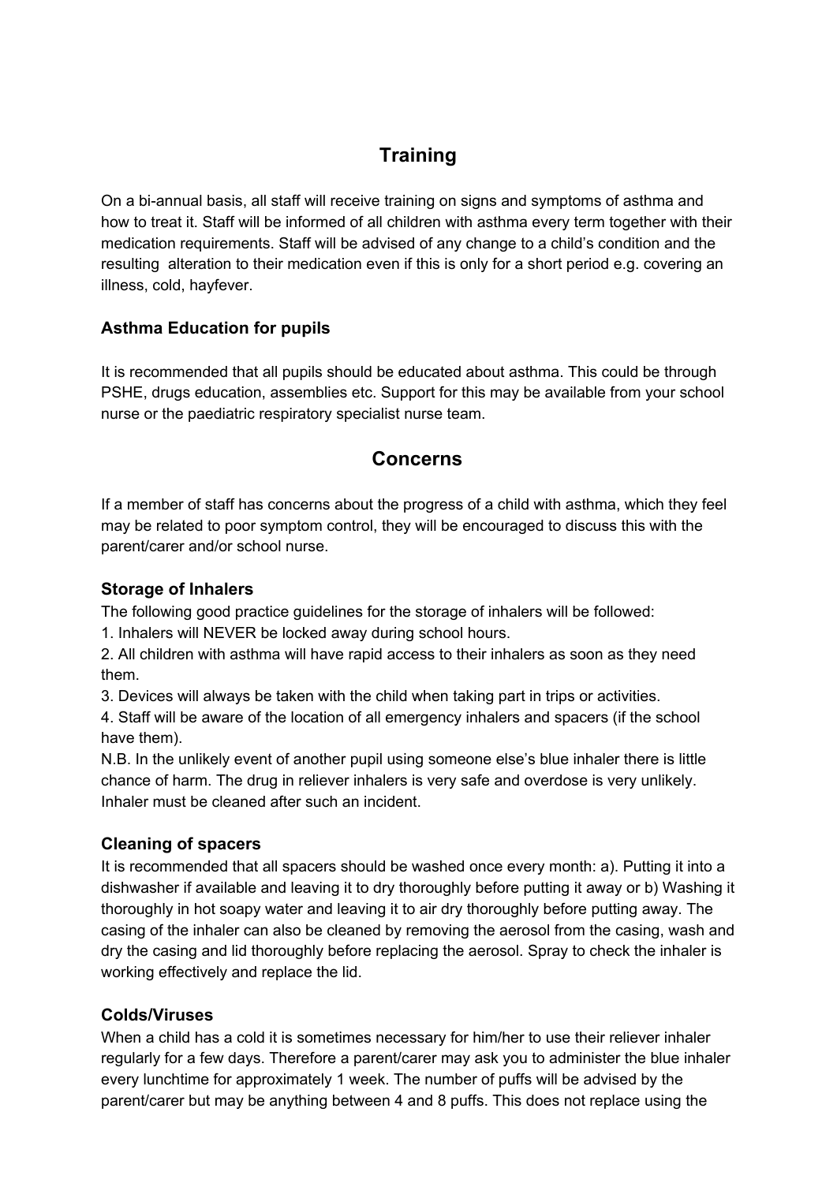## Training

On a bi-annual basis, all staff will receive training on signs and symptoms of asthma and how to treat it. Staff will be informed of all children with asthma every term together with their medication requirements. Staff will be advised of any change to a child's condition and the resulting alteration to their medication even if this is only for a short period e.g. covering an illness, cold, hayfever.

### Asthma Education for pupils

It is recommended that all pupils should be educated about asthma. This could be through PSHE, drugs education, assemblies etc. Support for this may be available from your school nurse or the paediatric respiratory specialist nurse team.

## Concerns

If a member of staff has concerns about the progress of a child with asthma, which they feel may be related to poor symptom control, they will be encouraged to discuss this with the parent/carer and/or school nurse.

### Storage of Inhalers

The following good practice guidelines for the storage of inhalers will be followed:

1. Inhalers will NEVER be locked away during school hours.
2. All children with asthma will have rapid access to their inhalers as soon as they need them.
3. Devices will always be taken with the child when taking part in trips or activities.
4. Staff will be aware of the location of all emergency inhalers and spacers (if the school have them).

N.B. In the unlikely event of another pupil using someone else's blue inhaler there is little chance of harm. The drug in reliever inhalers is very safe and overdose is very unlikely. Inhaler must be cleaned after such an incident.

### Cleaning of spacers

It is recommended that all spacers should be washed once every month: a). Putting it into a dishwasher if available and leaving it to dry thoroughly before putting it away or b) Washing it thoroughly in hot soapy water and leaving it to air dry thoroughly before putting away. The casing of the inhaler can also be cleaned by removing the aerosol from the casing, wash and dry the casing and lid thoroughly before replacing the aerosol. Spray to check the inhaler is working effectively and replace the lid.

### Colds/Viruses

When a child has a cold it is sometimes necessary for him/her to use their reliever inhaler regularly for a few days. Therefore a parent/carer may ask you to administer the blue inhaler every lunchtime for approximately 1 week. The number of puffs will be advised by the parent/carer but may be anything between 4 and 8 puffs. This does not replace using the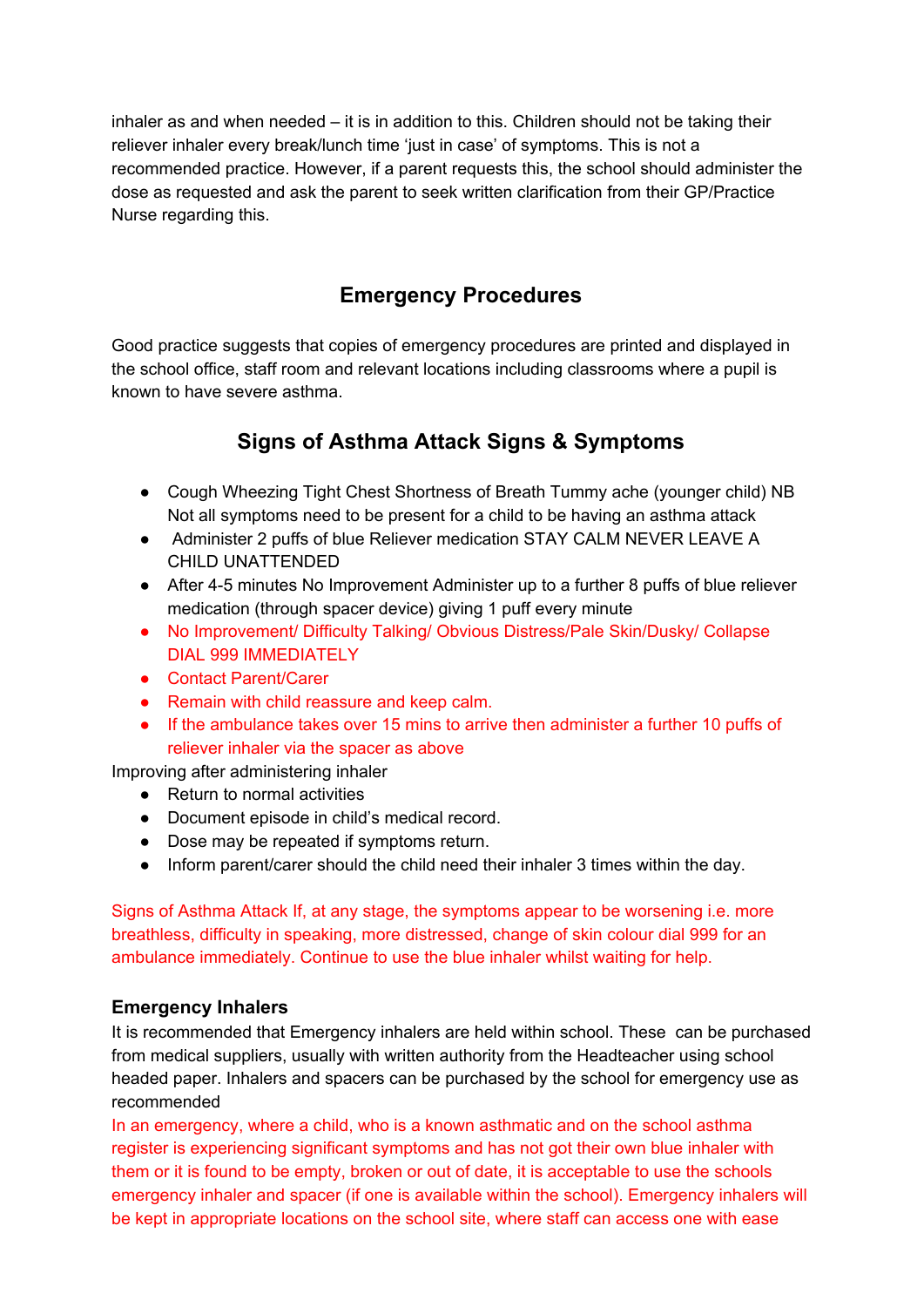inhaler as and when needed – it is in addition to this. Children should not be taking their reliever inhaler every break/lunch time 'just in case' of symptoms. This is not a recommended practice. However, if a parent requests this, the school should administer the dose as requested and ask the parent to seek written clarification from their GP/Practice Nurse regarding this.

## Emergency Procedures

Good practice suggests that copies of emergency procedures are printed and displayed in the school office, staff room and relevant locations including classrooms where a pupil is known to have severe asthma.

## Signs of Asthma Attack Signs & Symptoms

- Cough Wheezing Tight Chest Shortness of Breath Tummy ache (younger child) NB Not all symptoms need to be present for a child to be having an asthma attack
- Administer 2 puffs of blue Reliever medication STAY CALM NEVER LEAVE A CHILD UNATTENDED
- After 4-5 minutes No Improvement Administer up to a further 8 puffs of blue reliever medication (through spacer device) giving 1 puff every minute
- No Improvement/ Difficulty Talking/ Obvious Distress/Pale Skin/Dusky/ Collapse DIAL 999 IMMEDIATELY
- Contact Parent/Carer
- Remain with child reassure and keep calm.
- If the ambulance takes over 15 mins to arrive then administer a further 10 puffs of reliever inhaler via the spacer as above

Improving after administering inhaler

- Return to normal activities
- Document episode in child's medical record.
- Dose may be repeated if symptoms return.
- Inform parent/carer should the child need their inhaler 3 times within the day.

Signs of Asthma Attack If, at any stage, the symptoms appear to be worsening i.e. more breathless, difficulty in speaking, more distressed, change of skin colour dial 999 for an ambulance immediately. Continue to use the blue inhaler whilst waiting for help.

**Emergency Inhalers**

It is recommended that Emergency inhalers are held within school. These can be purchased from medical suppliers, usually with written authority from the Headteacher using school headed paper. Inhalers and spacers can be purchased by the school for emergency use as recommended

In an emergency, where a child, who is a known asthmatic and on the school asthma register is experiencing significant symptoms and has not got their own blue inhaler with them or it is found to be empty, broken or out of date, it is acceptable to use the schools emergency inhaler and spacer (if one is available within the school). Emergency inhalers will be kept in appropriate locations on the school site, where staff can access one with ease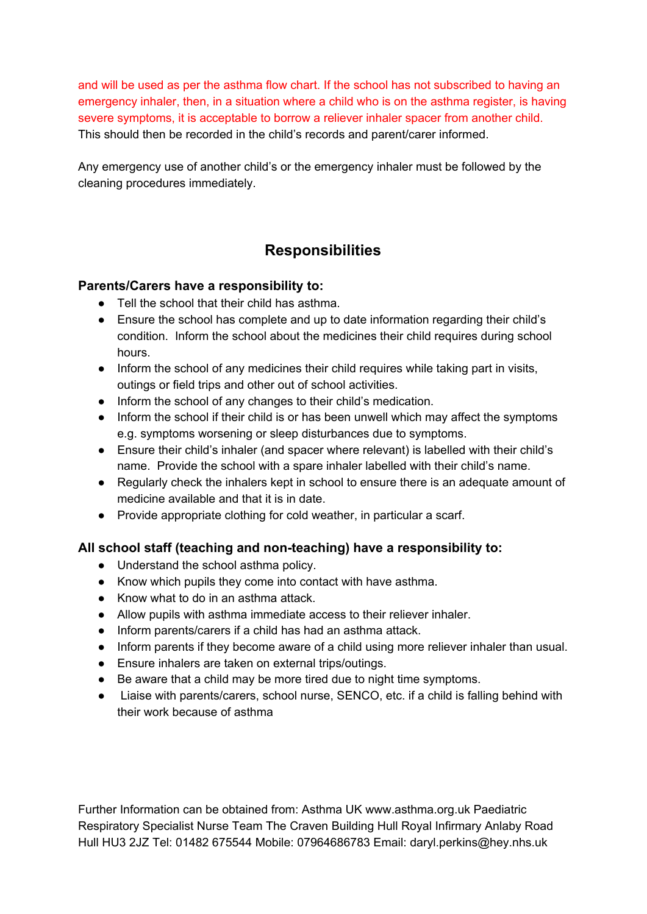and will be used as per the asthma flow chart. If the school has not subscribed to having an emergency inhaler, then, in a situation where a child who is on the asthma register, is having severe symptoms, it is acceptable to borrow a reliever inhaler spacer from another child. This should then be recorded in the child's records and parent/carer informed.

Any emergency use of another child's or the emergency inhaler must be followed by the cleaning procedures immediately.

## Responsibilities

### Parents/Carers have a responsibility to:

- Tell the school that their child has asthma.
- Ensure the school has complete and up to date information regarding their child's condition. Inform the school about the medicines their child requires during school hours.
- Inform the school of any medicines their child requires while taking part in visits, outings or field trips and other out of school activities.
- Inform the school of any changes to their child's medication.
- Inform the school if their child is or has been unwell which may affect the symptoms e.g. symptoms worsening or sleep disturbances due to symptoms.
- Ensure their child's inhaler (and spacer where relevant) is labelled with their child's name. Provide the school with a spare inhaler labelled with their child's name.
- Regularly check the inhalers kept in school to ensure there is an adequate amount of medicine available and that it is in date.
- Provide appropriate clothing for cold weather, in particular a scarf.

### All school staff (teaching and non-teaching) have a responsibility to:

- Understand the school asthma policy.
- Know which pupils they come into contact with have asthma.
- Know what to do in an asthma attack.
- Allow pupils with asthma immediate access to their reliever inhaler.
- Inform parents/carers if a child has had an asthma attack.
- Inform parents if they become aware of a child using more reliever inhaler than usual.
- Ensure inhalers are taken on external trips/outings.
- Be aware that a child may be more tired due to night time symptoms.
- Liaise with parents/carers, school nurse, SENCO, etc. if a child is falling behind with their work because of asthma

Further Information can be obtained from: Asthma UK www.asthma.org.uk Paediatric Respiratory Specialist Nurse Team The Craven Building Hull Royal Infirmary Anlaby Road Hull HU3 2JZ Tel: 01482 675544 Mobile: 07964686783 Email: daryl.perkins@hey.nhs.uk